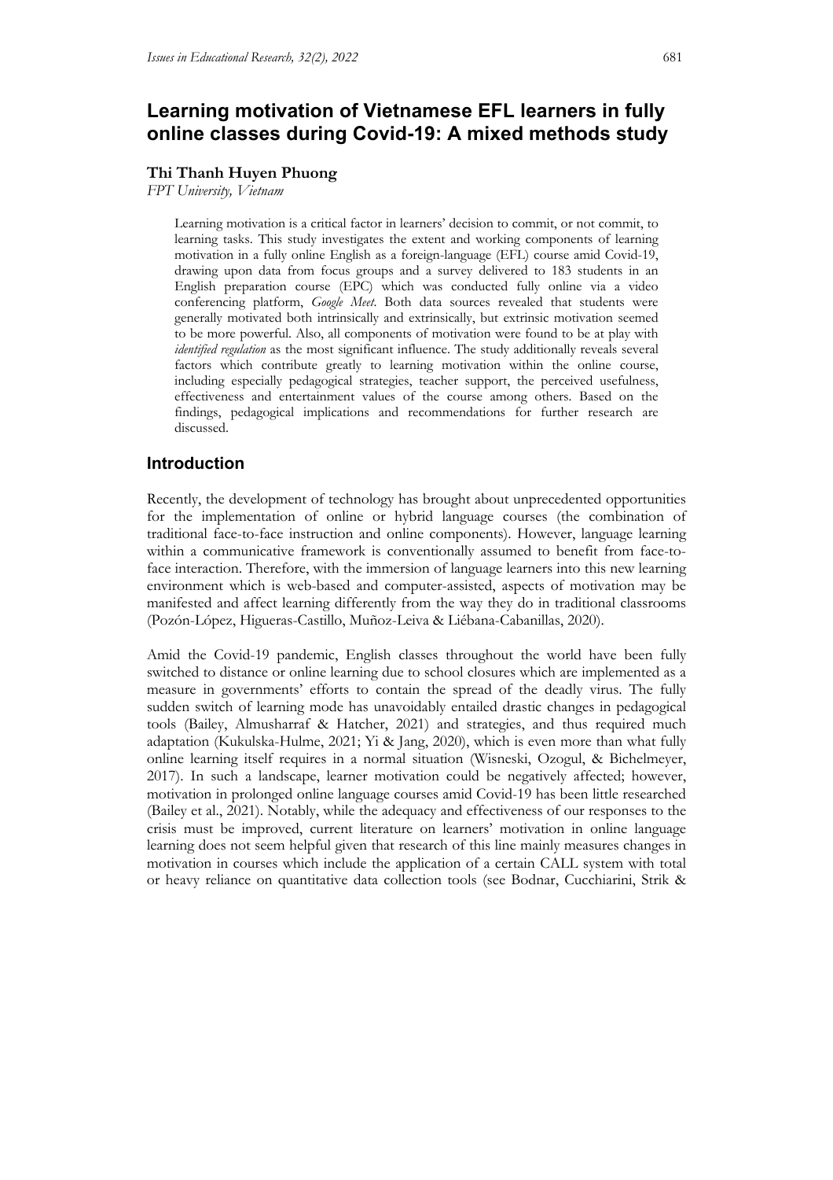# Learning motivation of Vietnamese EFL learners in fully online classes during Covid-19: A mixed methods study

**Thi Thanh Huyen Phuong**

*FPT University, Vietnam*

> Learning motivation is a critical factor in learners' decision to commit, or not commit, to learning tasks. This study investigates the extent and working components of learning motivation in a fully online English as a foreign-language (EFL) course amid Covid-19, drawing upon data from focus groups and a survey delivered to 183 students in an English preparation course (EPC) which was conducted fully online via a video conferencing platform, *Google Meet*. Both data sources revealed that students were generally motivated both intrinsically and extrinsically, but extrinsic motivation seemed to be more powerful. Also, all components of motivation were found to be at play with *identified regulation* as the most significant influence. The study additionally reveals several factors which contribute greatly to learning motivation within the online course, including especially pedagogical strategies, teacher support, the perceived usefulness, effectiveness and entertainment values of the course among others. Based on the findings, pedagogical implications and recommendations for further research are discussed.

## Introduction

Recently, the development of technology has brought about unprecedented opportunities for the implementation of online or hybrid language courses (the combination of traditional face-to-face instruction and online components). However, language learning within a communicative framework is conventionally assumed to benefit from face-to-face interaction. Therefore, with the immersion of language learners into this new learning environment which is web-based and computer-assisted, aspects of motivation may be manifested and affect learning differently from the way they do in traditional classrooms (Pozón-López, Higueras-Castillo, Muñoz-Leiva & Liébana-Cabanillas, 2020).

Amid the Covid-19 pandemic, English classes throughout the world have been fully switched to distance or online learning due to school closures which are implemented as a measure in governments' efforts to contain the spread of the deadly virus. The fully sudden switch of learning mode has unavoidably entailed drastic changes in pedagogical tools (Bailey, Almusharraf & Hatcher, 2021) and strategies, and thus required much adaptation (Kukulska-Hulme, 2021; Yi & Jang, 2020), which is even more than what fully online learning itself requires in a normal situation (Wisneski, Ozogul, & Bichelmeyer, 2017). In such a landscape, learner motivation could be negatively affected; however, motivation in prolonged online language courses amid Covid-19 has been little researched (Bailey et al., 2021). Notably, while the adequacy and effectiveness of our responses to the crisis must be improved, current literature on learners' motivation in online language learning does not seem helpful given that research of this line mainly measures changes in motivation in courses which include the application of a certain CALL system with total or heavy reliance on quantitative data collection tools (see Bodnar, Cucchiarini, Strik &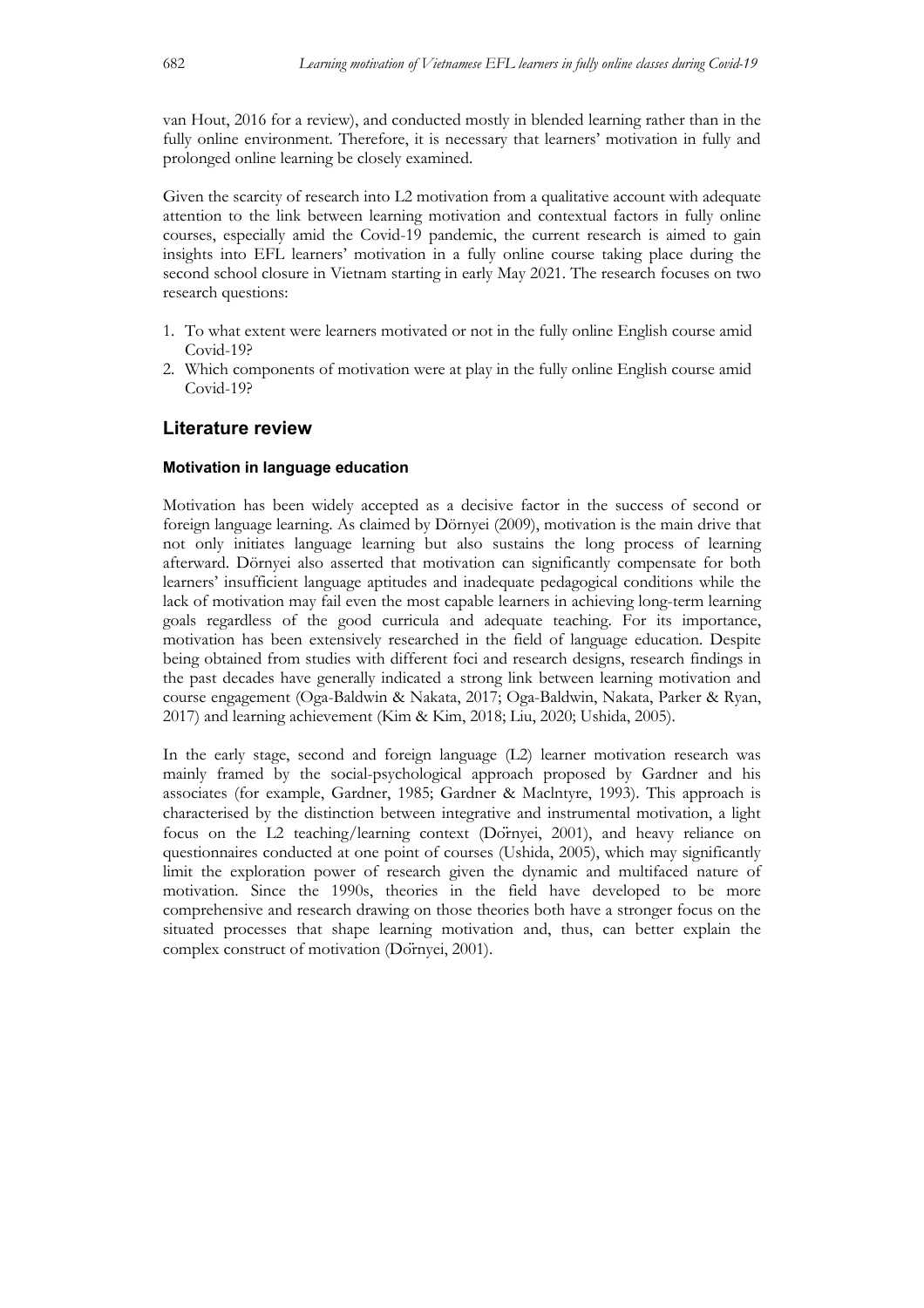van Hout, 2016 for a review), and conducted mostly in blended learning rather than in the fully online environment. Therefore, it is necessary that learners' motivation in fully and prolonged online learning be closely examined.

Given the scarcity of research into L2 motivation from a qualitative account with adequate attention to the link between learning motivation and contextual factors in fully online courses, especially amid the Covid-19 pandemic, the current research is aimed to gain insights into EFL learners' motivation in a fully online course taking place during the second school closure in Vietnam starting in early May 2021. The research focuses on two research questions:

1. To what extent were learners motivated or not in the fully online English course amid Covid-19?
2. Which components of motivation were at play in the fully online English course amid Covid-19?

## Literature review

### Motivation in language education

Motivation has been widely accepted as a decisive factor in the success of second or foreign language learning. As claimed by Dörnyei (2009), motivation is the main drive that not only initiates language learning but also sustains the long process of learning afterward. Dörnyei also asserted that motivation can significantly compensate for both learners' insufficient language aptitudes and inadequate pedagogical conditions while the lack of motivation may fail even the most capable learners in achieving long-term learning goals regardless of the good curricula and adequate teaching. For its importance, motivation has been extensively researched in the field of language education. Despite being obtained from studies with different foci and research designs, research findings in the past decades have generally indicated a strong link between learning motivation and course engagement (Oga-Baldwin & Nakata, 2017; Oga-Baldwin, Nakata, Parker & Ryan, 2017) and learning achievement (Kim & Kim, 2018; Liu, 2020; Ushida, 2005).

In the early stage, second and foreign language (L2) learner motivation research was mainly framed by the social-psychological approach proposed by Gardner and his associates (for example, Gardner, 1985; Gardner & Maclntyre, 1993). This approach is characterised by the distinction between integrative and instrumental motivation, a light focus on the L2 teaching/learning context (Dörnyei, 2001), and heavy reliance on questionnaires conducted at one point of courses (Ushida, 2005), which may significantly limit the exploration power of research given the dynamic and multifaced nature of motivation. Since the 1990s, theories in the field have developed to be more comprehensive and research drawing on those theories both have a stronger focus on the situated processes that shape learning motivation and, thus, can better explain the complex construct of motivation (Dörnyei, 2001).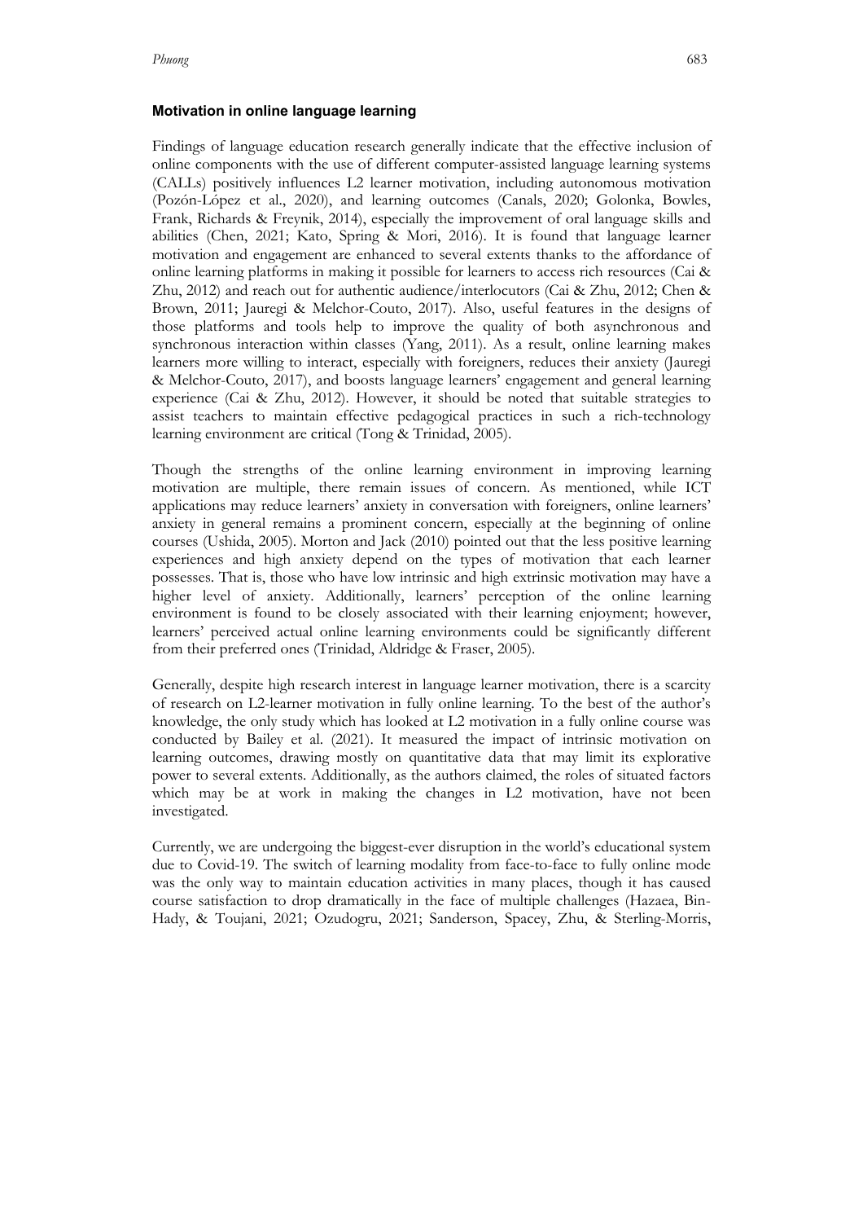#### Motivation in online language learning

Findings of language education research generally indicate that the effective inclusion of online components with the use of different computer-assisted language learning systems (CALLs) positively influences L2 learner motivation, including autonomous motivation (Pozón-López et al., 2020), and learning outcomes (Canals, 2020; Golonka, Bowles, Frank, Richards & Freynik, 2014), especially the improvement of oral language skills and abilities (Chen, 2021; Kato, Spring & Mori, 2016). It is found that language learner motivation and engagement are enhanced to several extents thanks to the affordance of online learning platforms in making it possible for learners to access rich resources (Cai & Zhu, 2012) and reach out for authentic audience/interlocutors (Cai & Zhu, 2012; Chen & Brown, 2011; Jauregi & Melchor-Couto, 2017). Also, useful features in the designs of those platforms and tools help to improve the quality of both asynchronous and synchronous interaction within classes (Yang, 2011). As a result, online learning makes learners more willing to interact, especially with foreigners, reduces their anxiety (Jauregi & Melchor-Couto, 2017), and boosts language learners' engagement and general learning experience (Cai & Zhu, 2012). However, it should be noted that suitable strategies to assist teachers to maintain effective pedagogical practices in such a rich-technology learning environment are critical (Tong & Trinidad, 2005).

Though the strengths of the online learning environment in improving learning motivation are multiple, there remain issues of concern. As mentioned, while ICT applications may reduce learners' anxiety in conversation with foreigners, online learners' anxiety in general remains a prominent concern, especially at the beginning of online courses (Ushida, 2005). Morton and Jack (2010) pointed out that the less positive learning experiences and high anxiety depend on the types of motivation that each learner possesses. That is, those who have low intrinsic and high extrinsic motivation may have a higher level of anxiety. Additionally, learners' perception of the online learning environment is found to be closely associated with their learning enjoyment; however, learners' perceived actual online learning environments could be significantly different from their preferred ones (Trinidad, Aldridge & Fraser, 2005).

Generally, despite high research interest in language learner motivation, there is a scarcity of research on L2-learner motivation in fully online learning. To the best of the author's knowledge, the only study which has looked at L2 motivation in a fully online course was conducted by Bailey et al. (2021). It measured the impact of intrinsic motivation on learning outcomes, drawing mostly on quantitative data that may limit its explorative power to several extents. Additionally, as the authors claimed, the roles of situated factors which may be at work in making the changes in L2 motivation, have not been investigated.

Currently, we are undergoing the biggest-ever disruption in the world's educational system due to Covid-19. The switch of learning modality from face-to-face to fully online mode was the only way to maintain education activities in many places, though it has caused course satisfaction to drop dramatically in the face of multiple challenges (Hazaea, Bin-Hady, & Toujani, 2021; Ozudogru, 2021; Sanderson, Spacey, Zhu, & Sterling-Morris,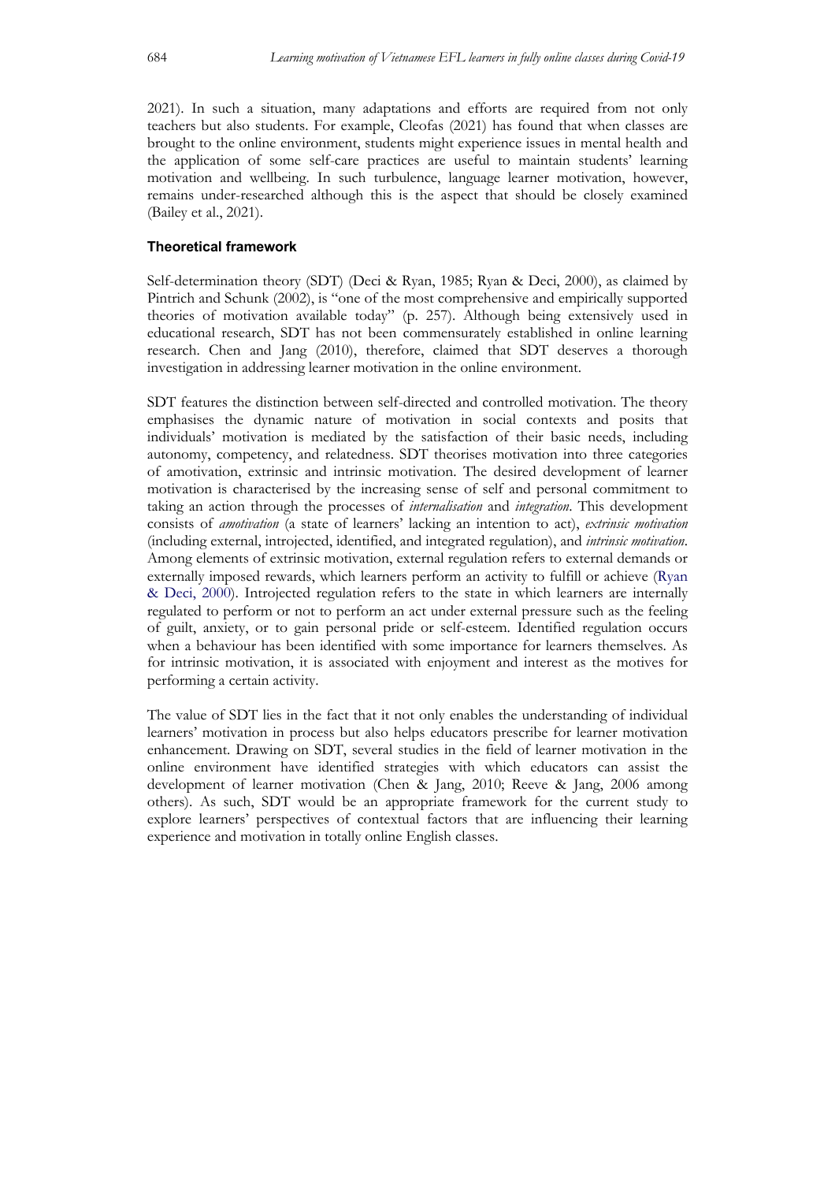2021). In such a situation, many adaptations and efforts are required from not only teachers but also students. For example, Cleofas (2021) has found that when classes are brought to the online environment, students might experience issues in mental health and the application of some self-care practices are useful to maintain students' learning motivation and wellbeing. In such turbulence, language learner motivation, however, remains under-researched although this is the aspect that should be closely examined (Bailey et al., 2021).

### Theoretical framework

Self-determination theory (SDT) (Deci & Ryan, 1985; Ryan & Deci, 2000), as claimed by Pintrich and Schunk (2002), is "one of the most comprehensive and empirically supported theories of motivation available today" (p. 257). Although being extensively used in educational research, SDT has not been commensurately established in online learning research. Chen and Jang (2010), therefore, claimed that SDT deserves a thorough investigation in addressing learner motivation in the online environment.

SDT features the distinction between self-directed and controlled motivation. The theory emphasises the dynamic nature of motivation in social contexts and posits that individuals' motivation is mediated by the satisfaction of their basic needs, including autonomy, competency, and relatedness. SDT theorises motivation into three categories of amotivation, extrinsic and intrinsic motivation. The desired development of learner motivation is characterised by the increasing sense of self and personal commitment to taking an action through the processes of *internalisation* and *integration*. This development consists of *amotivation* (a state of learners' lacking an intention to act), *extrinsic motivation* (including external, introjected, identified, and integrated regulation), and *intrinsic motivation*. Among elements of extrinsic motivation, external regulation refers to external demands or externally imposed rewards, which learners perform an activity to fulfill or achieve (Ryan & Deci, 2000). Introjected regulation refers to the state in which learners are internally regulated to perform or not to perform an act under external pressure such as the feeling of guilt, anxiety, or to gain personal pride or self-esteem. Identified regulation occurs when a behaviour has been identified with some importance for learners themselves. As for intrinsic motivation, it is associated with enjoyment and interest as the motives for performing a certain activity.

The value of SDT lies in the fact that it not only enables the understanding of individual learners' motivation in process but also helps educators prescribe for learner motivation enhancement. Drawing on SDT, several studies in the field of learner motivation in the online environment have identified strategies with which educators can assist the development of learner motivation (Chen & Jang, 2010; Reeve & Jang, 2006 among others). As such, SDT would be an appropriate framework for the current study to explore learners' perspectives of contextual factors that are influencing their learning experience and motivation in totally online English classes.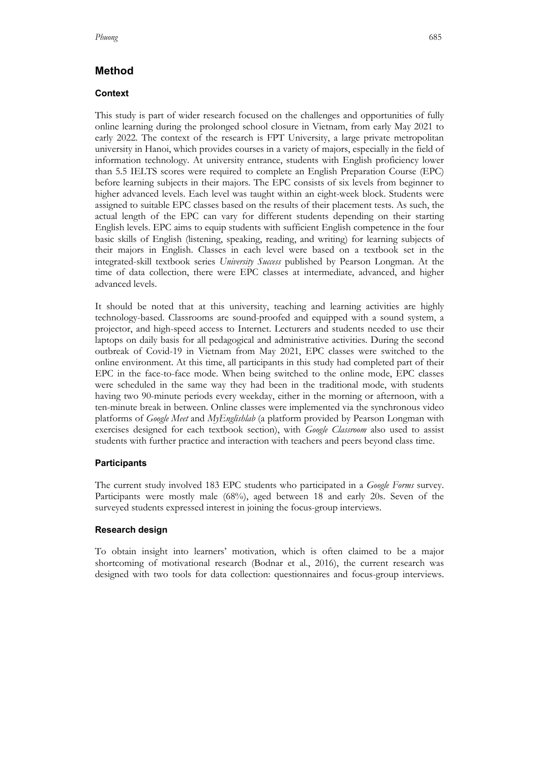## Method

### Context

This study is part of wider research focused on the challenges and opportunities of fully online learning during the prolonged school closure in Vietnam, from early May 2021 to early 2022. The context of the research is FPT University, a large private metropolitan university in Hanoi, which provides courses in a variety of majors, especially in the field of information technology. At university entrance, students with English proficiency lower than 5.5 IELTS scores were required to complete an English Preparation Course (EPC) before learning subjects in their majors. The EPC consists of six levels from beginner to higher advanced levels. Each level was taught within an eight-week block. Students were assigned to suitable EPC classes based on the results of their placement tests. As such, the actual length of the EPC can vary for different students depending on their starting English levels. EPC aims to equip students with sufficient English competence in the four basic skills of English (listening, speaking, reading, and writing) for learning subjects of their majors in English. Classes in each level were based on a textbook set in the integrated-skill textbook series *University Success* published by Pearson Longman. At the time of data collection, there were EPC classes at intermediate, advanced, and higher advanced levels.

It should be noted that at this university, teaching and learning activities are highly technology-based. Classrooms are sound-proofed and equipped with a sound system, a projector, and high-speed access to Internet. Lecturers and students needed to use their laptops on daily basis for all pedagogical and administrative activities. During the second outbreak of Covid-19 in Vietnam from May 2021, EPC classes were switched to the online environment. At this time, all participants in this study had completed part of their EPC in the face-to-face mode. When being switched to the online mode, EPC classes were scheduled in the same way they had been in the traditional mode, with students having two 90-minute periods every weekday, either in the morning or afternoon, with a ten-minute break in between. Online classes were implemented via the synchronous video platforms of *Google Meet* and *MyEnglishlab* (a platform provided by Pearson Longman with exercises designed for each textbook section), with *Google Classroom* also used to assist students with further practice and interaction with teachers and peers beyond class time.

### Participants

The current study involved 183 EPC students who participated in a *Google Forms* survey. Participants were mostly male (68%), aged between 18 and early 20s. Seven of the surveyed students expressed interest in joining the focus-group interviews.

### Research design

To obtain insight into learners' motivation, which is often claimed to be a major shortcoming of motivational research (Bodnar et al., 2016), the current research was designed with two tools for data collection: questionnaires and focus-group interviews.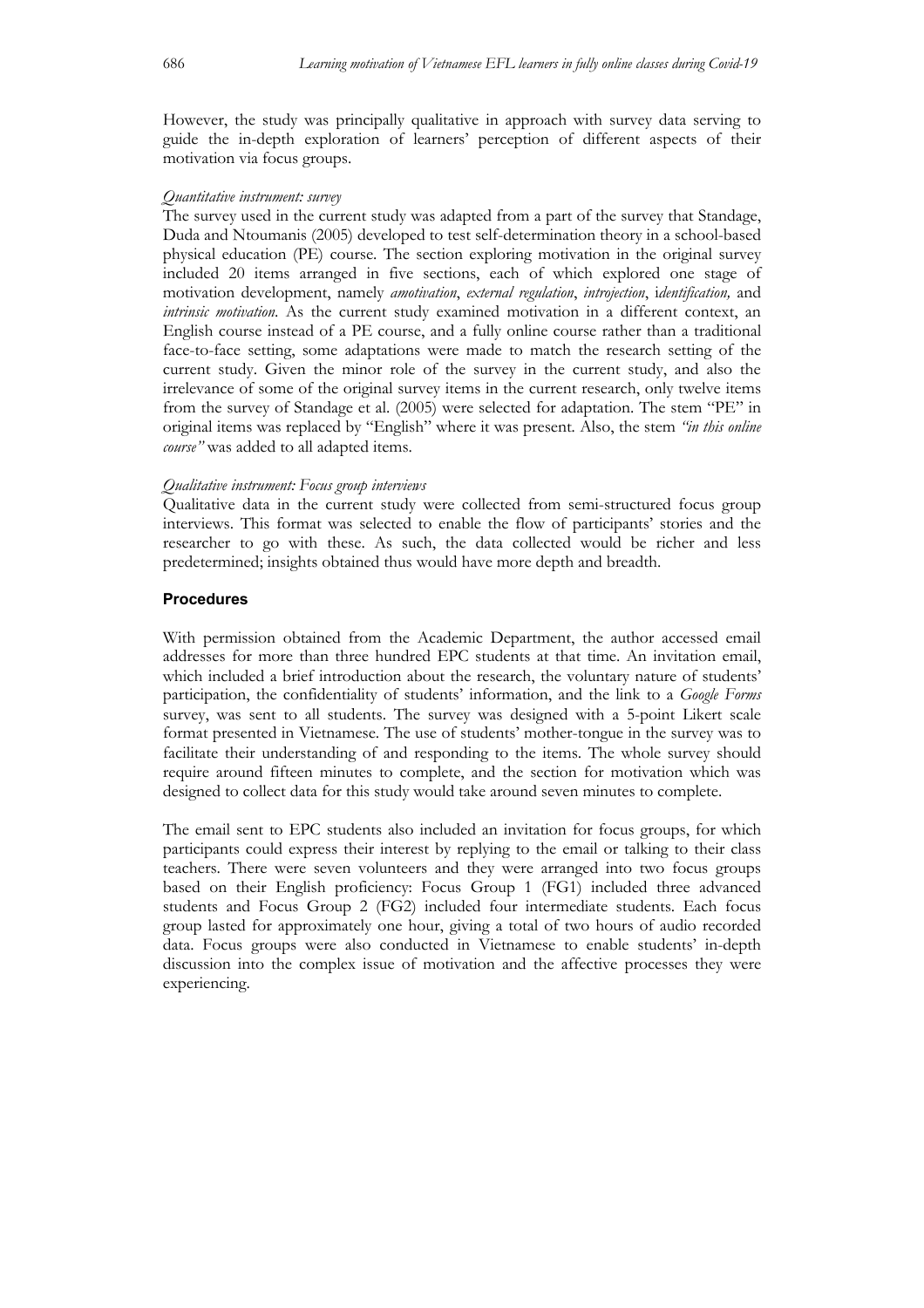However, the study was principally qualitative in approach with survey data serving to guide the in-depth exploration of learners' perception of different aspects of their motivation via focus groups.

*Quantitative instrument: survey*

The survey used in the current study was adapted from a part of the survey that Standage, Duda and Ntoumanis (2005) developed to test self-determination theory in a school-based physical education (PE) course. The section exploring motivation in the original survey included 20 items arranged in five sections, each of which explored one stage of motivation development, namely *amotivation*, *external regulation*, *introjection*, *identification,* and *intrinsic motivation*. As the current study examined motivation in a different context, an English course instead of a PE course, and a fully online course rather than a traditional face-to-face setting, some adaptations were made to match the research setting of the current study. Given the minor role of the survey in the current study, and also the irrelevance of some of the original survey items in the current research, only twelve items from the survey of Standage et al. (2005) were selected for adaptation. The stem "PE" in original items was replaced by "English" where it was present. Also, the stem *"in this online course"* was added to all adapted items.

*Qualitative instrument: Focus group interviews*

Qualitative data in the current study were collected from semi-structured focus group interviews. This format was selected to enable the flow of participants' stories and the researcher to go with these. As such, the data collected would be richer and less predetermined; insights obtained thus would have more depth and breadth.

### Procedures

With permission obtained from the Academic Department, the author accessed email addresses for more than three hundred EPC students at that time. An invitation email, which included a brief introduction about the research, the voluntary nature of students' participation, the confidentiality of students' information, and the link to a *Google Forms* survey, was sent to all students. The survey was designed with a 5-point Likert scale format presented in Vietnamese. The use of students' mother-tongue in the survey was to facilitate their understanding of and responding to the items. The whole survey should require around fifteen minutes to complete, and the section for motivation which was designed to collect data for this study would take around seven minutes to complete.

The email sent to EPC students also included an invitation for focus groups, for which participants could express their interest by replying to the email or talking to their class teachers. There were seven volunteers and they were arranged into two focus groups based on their English proficiency: Focus Group 1 (FG1) included three advanced students and Focus Group 2 (FG2) included four intermediate students. Each focus group lasted for approximately one hour, giving a total of two hours of audio recorded data. Focus groups were also conducted in Vietnamese to enable students' in-depth discussion into the complex issue of motivation and the affective processes they were experiencing.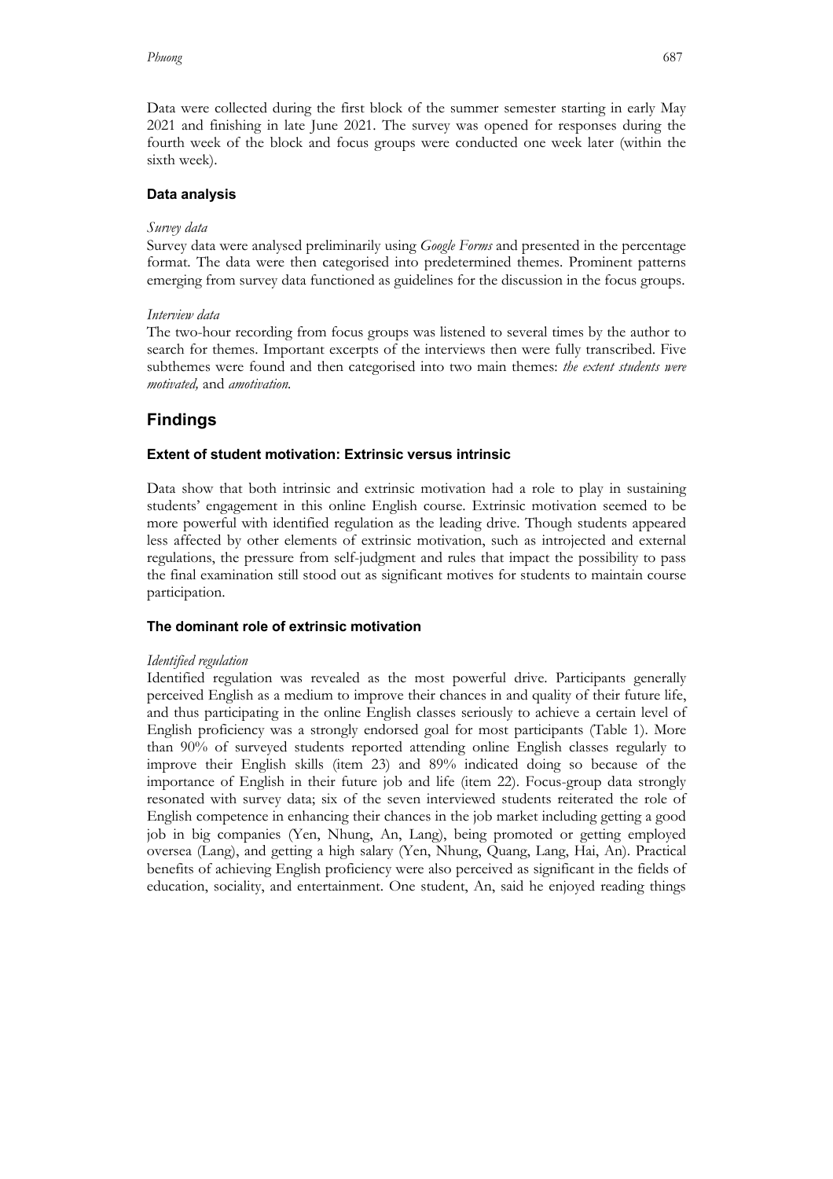Data were collected during the first block of the summer semester starting in early May 2021 and finishing in late June 2021. The survey was opened for responses during the fourth week of the block and focus groups were conducted one week later (within the sixth week).

### Data analysis

*Survey data*

Survey data were analysed preliminarily using *Google Forms* and presented in the percentage format. The data were then categorised into predetermined themes. Prominent patterns emerging from survey data functioned as guidelines for the discussion in the focus groups.

*Interview data*

The two-hour recording from focus groups was listened to several times by the author to search for themes. Important excerpts of the interviews then were fully transcribed. Five subthemes were found and then categorised into two main themes: *the extent students were motivated,* and *amotivation.*

## Findings

### Extent of student motivation: Extrinsic versus intrinsic

Data show that both intrinsic and extrinsic motivation had a role to play in sustaining students' engagement in this online English course. Extrinsic motivation seemed to be more powerful with identified regulation as the leading drive. Though students appeared less affected by other elements of extrinsic motivation, such as introjected and external regulations, the pressure from self-judgment and rules that impact the possibility to pass the final examination still stood out as significant motives for students to maintain course participation.

### The dominant role of extrinsic motivation

*Identified regulation*

Identified regulation was revealed as the most powerful drive. Participants generally perceived English as a medium to improve their chances in and quality of their future life, and thus participating in the online English classes seriously to achieve a certain level of English proficiency was a strongly endorsed goal for most participants (Table 1). More than 90% of surveyed students reported attending online English classes regularly to improve their English skills (item 23) and 89% indicated doing so because of the importance of English in their future job and life (item 22). Focus-group data strongly resonated with survey data; six of the seven interviewed students reiterated the role of English competence in enhancing their chances in the job market including getting a good job in big companies (Yen, Nhung, An, Lang), being promoted or getting employed oversea (Lang), and getting a high salary (Yen, Nhung, Quang, Lang, Hai, An). Practical benefits of achieving English proficiency were also perceived as significant in the fields of education, sociality, and entertainment. One student, An, said he enjoyed reading things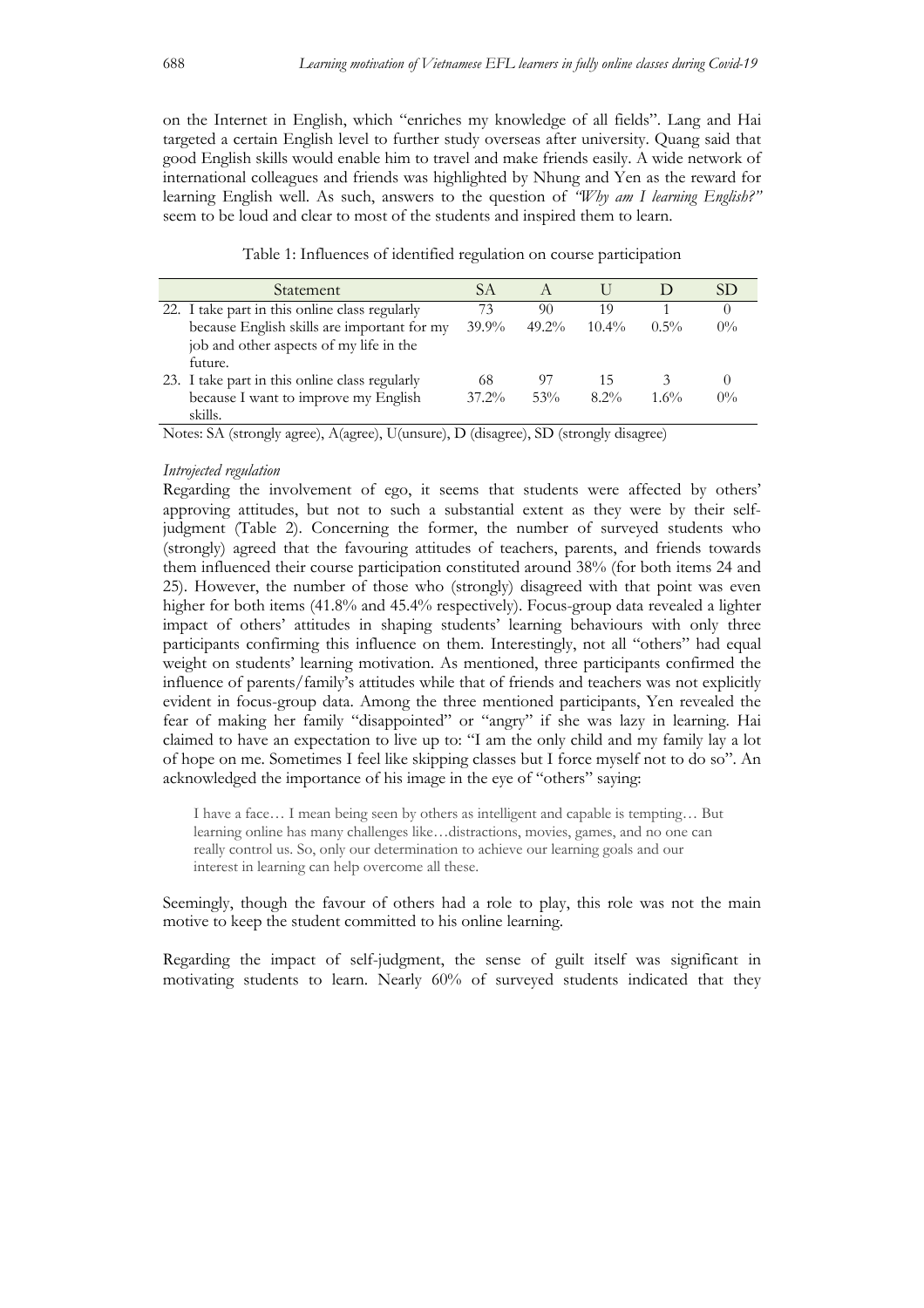on the Internet in English, which "enriches my knowledge of all fields". Lang and Hai targeted a certain English level to further study overseas after university. Quang said that good English skills would enable him to travel and make friends easily. A wide network of international colleagues and friends was highlighted by Nhung and Yen as the reward for learning English well. As such, answers to the question of *"Why am I learning English?"* seem to be loud and clear to most of the students and inspired them to learn.

Table 1: Influences of identified regulation on course participation

| Statement | SA | A | U | D | SD |
|---|---|---|---|---|---|
| 22. I take part in this online class regularly because English skills are important for my job and other aspects of my life in the future. | 73<br>39.9% | 90<br>49.2% | 19<br>10.4% | 1<br>0.5% | 0<br>0% |
| 23. I take part in this online class regularly because I want to improve my English skills. | 68<br>37.2% | 97<br>53% | 15<br>8.2% | 3<br>1.6% | 0<br>0% |

Notes: SA (strongly agree), A(agree), U(unsure), D (disagree), SD (strongly disagree)

*Introjected regulation*

Regarding the involvement of ego, it seems that students were affected by others' approving attitudes, but not to such a substantial extent as they were by their self-judgment (Table 2). Concerning the former, the number of surveyed students who (strongly) agreed that the favouring attitudes of teachers, parents, and friends towards them influenced their course participation constituted around 38% (for both items 24 and 25). However, the number of those who (strongly) disagreed with that point was even higher for both items (41.8% and 45.4% respectively). Focus-group data revealed a lighter impact of others' attitudes in shaping students' learning behaviours with only three participants confirming this influence on them. Interestingly, not all "others" had equal weight on students' learning motivation. As mentioned, three participants confirmed the influence of parents/family's attitudes while that of friends and teachers was not explicitly evident in focus-group data. Among the three mentioned participants, Yen revealed the fear of making her family "disappointed" or "angry" if she was lazy in learning. Hai claimed to have an expectation to live up to: "I am the only child and my family lay a lot of hope on me. Sometimes I feel like skipping classes but I force myself not to do so". An acknowledged the importance of his image in the eye of "others" saying:

> I have a face… I mean being seen by others as intelligent and capable is tempting… But learning online has many challenges like…distractions, movies, games, and no one can really control us. So, only our determination to achieve our learning goals and our interest in learning can help overcome all these.

Seemingly, though the favour of others had a role to play, this role was not the main motive to keep the student committed to his online learning.

Regarding the impact of self-judgment, the sense of guilt itself was significant in motivating students to learn. Nearly 60% of surveyed students indicated that they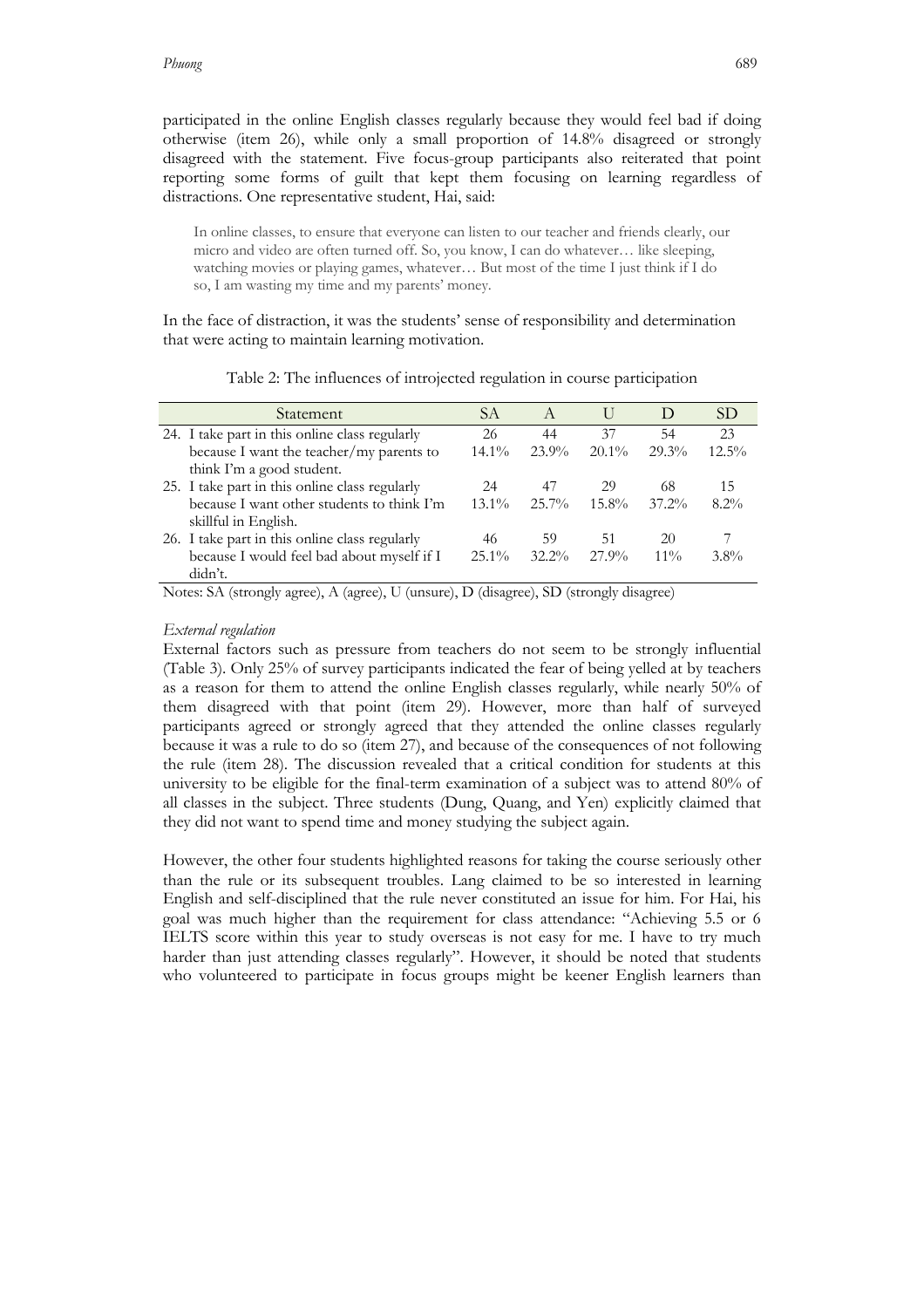participated in the online English classes regularly because they would feel bad if doing otherwise (item 26), while only a small proportion of 14.8% disagreed or strongly disagreed with the statement. Five focus-group participants also reiterated that point reporting some forms of guilt that kept them focusing on learning regardless of distractions. One representative student, Hai, said:

> In online classes, to ensure that everyone can listen to our teacher and friends clearly, our micro and video are often turned off. So, you know, I can do whatever… like sleeping, watching movies or playing games, whatever… But most of the time I just think if I do so, I am wasting my time and my parents' money.

In the face of distraction, it was the students' sense of responsibility and determination that were acting to maintain learning motivation.

Table 2: The influences of introjected regulation in course participation

| Statement | SA | A | U | D | SD |
|---|---|---|---|---|---|
| 24. I take part in this online class regularly because I want the teacher/my parents to think I'm a good student. | 26<br>14.1% | 44<br>23.9% | 37<br>20.1% | 54<br>29.3% | 23<br>12.5% |
| 25. I take part in this online class regularly because I want other students to think I'm skillful in English. | 24<br>13.1% | 47<br>25.7% | 29<br>15.8% | 68<br>37.2% | 15<br>8.2% |
| 26. I take part in this online class regularly because I would feel bad about myself if I didn't. | 46<br>25.1% | 59<br>32.2% | 51<br>27.9% | 20<br>11% | 7<br>3.8% |

Notes: SA (strongly agree), A (agree), U (unsure), D (disagree), SD (strongly disagree)

*External regulation*

External factors such as pressure from teachers do not seem to be strongly influential (Table 3). Only 25% of survey participants indicated the fear of being yelled at by teachers as a reason for them to attend the online English classes regularly, while nearly 50% of them disagreed with that point (item 29). However, more than half of surveyed participants agreed or strongly agreed that they attended the online classes regularly because it was a rule to do so (item 27), and because of the consequences of not following the rule (item 28). The discussion revealed that a critical condition for students at this university to be eligible for the final-term examination of a subject was to attend 80% of all classes in the subject. Three students (Dung, Quang, and Yen) explicitly claimed that they did not want to spend time and money studying the subject again.

However, the other four students highlighted reasons for taking the course seriously other than the rule or its subsequent troubles. Lang claimed to be so interested in learning English and self-disciplined that the rule never constituted an issue for him. For Hai, his goal was much higher than the requirement for class attendance: "Achieving 5.5 or 6 IELTS score within this year to study overseas is not easy for me. I have to try much harder than just attending classes regularly". However, it should be noted that students who volunteered to participate in focus groups might be keener English learners than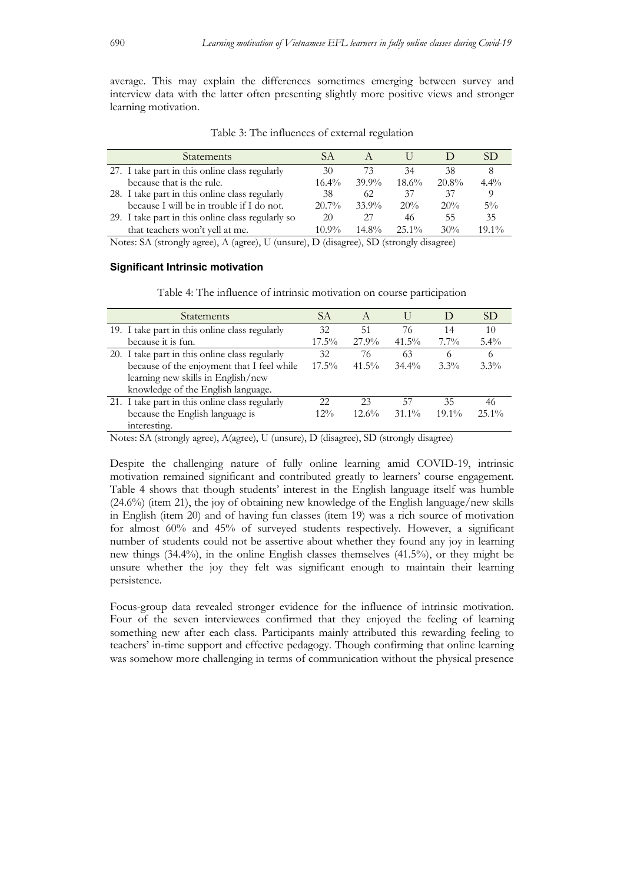average. This may explain the differences sometimes emerging between survey and interview data with the latter often presenting slightly more positive views and stronger learning motivation.

Table 3: The influences of external regulation

| Statements | SA | A | U | D | SD |
|---|---|---|---|---|---|
| 27. I take part in this online class regularly because that is the rule. | 30<br>16.4% | 73<br>39.9% | 34<br>18.6% | 38<br>20.8% | 8<br>4.4% |
| 28. I take part in this online class regularly because I will be in trouble if I do not. | 38<br>20.7% | 62<br>33.9% | 37<br>20% | 37<br>20% | 9<br>5% |
| 29. I take part in this online class regularly so that teachers won't yell at me. | 20<br>10.9% | 27<br>14.8% | 46<br>25.1% | 55<br>30% | 35<br>19.1% |

Notes: SA (strongly agree), A (agree), U (unsure), D (disagree), SD (strongly disagree)

#### Significant Intrinsic motivation

Table 4: The influence of intrinsic motivation on course participation

| Statements | SA | A | U | D | SD |
|---|---|---|---|---|---|
| 19. I take part in this online class regularly because it is fun. | 32<br>17.5% | 51<br>27.9% | 76<br>41.5% | 14<br>7.7% | 10<br>5.4% |
| 20. I take part in this online class regularly because of the enjoyment that I feel while learning new skills in English/new knowledge of the English language. | 32<br>17.5% | 76<br>41.5% | 63<br>34.4% | 6<br>3.3% | 6<br>3.3% |
| 21. I take part in this online class regularly because the English language is interesting. | 22<br>12% | 23<br>12.6% | 57<br>31.1% | 35<br>19.1% | 46<br>25.1% |

Notes: SA (strongly agree), A(agree), U (unsure), D (disagree), SD (strongly disagree)

Despite the challenging nature of fully online learning amid COVID-19, intrinsic motivation remained significant and contributed greatly to learners' course engagement. Table 4 shows that though students' interest in the English language itself was humble (24.6%) (item 21), the joy of obtaining new knowledge of the English language/new skills in English (item 20) and of having fun classes (item 19) was a rich source of motivation for almost 60% and 45% of surveyed students respectively. However, a significant number of students could not be assertive about whether they found any joy in learning new things (34.4%), in the online English classes themselves (41.5%), or they might be unsure whether the joy they felt was significant enough to maintain their learning persistence.

Focus-group data revealed stronger evidence for the influence of intrinsic motivation. Four of the seven interviewees confirmed that they enjoyed the feeling of learning something new after each class. Participants mainly attributed this rewarding feeling to teachers' in-time support and effective pedagogy. Though confirming that online learning was somehow more challenging in terms of communication without the physical presence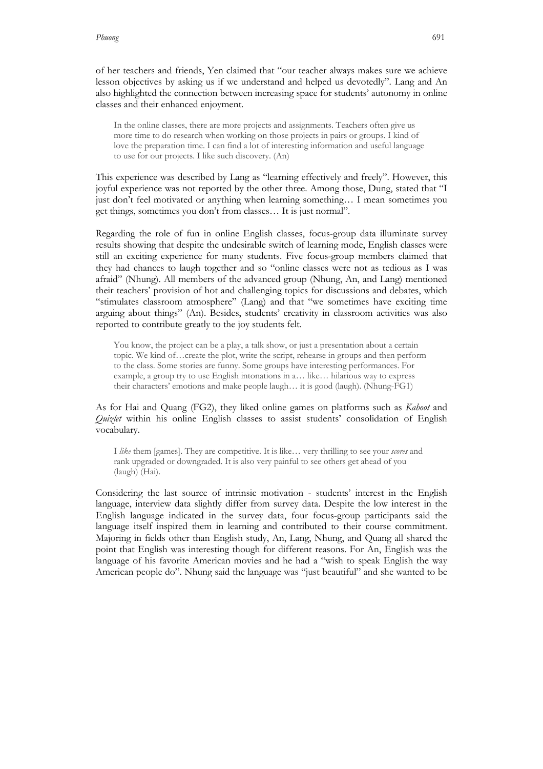of her teachers and friends, Yen claimed that "our teacher always makes sure we achieve lesson objectives by asking us if we understand and helped us devotedly". Lang and An also highlighted the connection between increasing space for students' autonomy in online classes and their enhanced enjoyment.

> In the online classes, there are more projects and assignments. Teachers often give us more time to do research when working on those projects in pairs or groups. I kind of love the preparation time. I can find a lot of interesting information and useful language to use for our projects. I like such discovery. (An)

This experience was described by Lang as "learning effectively and freely". However, this joyful experience was not reported by the other three. Among those, Dung, stated that "I just don't feel motivated or anything when learning something… I mean sometimes you get things, sometimes you don't from classes… It is just normal".

Regarding the role of fun in online English classes, focus-group data illuminate survey results showing that despite the undesirable switch of learning mode, English classes were still an exciting experience for many students. Five focus-group members claimed that they had chances to laugh together and so "online classes were not as tedious as I was afraid" (Nhung). All members of the advanced group (Nhung, An, and Lang) mentioned their teachers' provision of hot and challenging topics for discussions and debates, which "stimulates classroom atmosphere" (Lang) and that "we sometimes have exciting time arguing about things" (An). Besides, students' creativity in classroom activities was also reported to contribute greatly to the joy students felt.

> You know, the project can be a play, a talk show, or just a presentation about a certain topic. We kind of…create the plot, write the script, rehearse in groups and then perform to the class. Some stories are funny. Some groups have interesting performances. For example, a group try to use English intonations in a… like… hilarious way to express their characters' emotions and make people laugh… it is good (laugh). (Nhung-FG1)

As for Hai and Quang (FG2), they liked online games on platforms such as *Kahoot* and *Quizlet* within his online English classes to assist students' consolidation of English vocabulary.

> I *like* them [games]. They are competitive. It is like… very thrilling to see your *scores* and rank upgraded or downgraded. It is also very painful to see others get ahead of you (laugh) (Hai).

Considering the last source of intrinsic motivation - students' interest in the English language, interview data slightly differ from survey data. Despite the low interest in the English language indicated in the survey data, four focus-group participants said the language itself inspired them in learning and contributed to their course commitment. Majoring in fields other than English study, An, Lang, Nhung, and Quang all shared the point that English was interesting though for different reasons. For An, English was the language of his favorite American movies and he had a "wish to speak English the way American people do". Nhung said the language was "just beautiful" and she wanted to be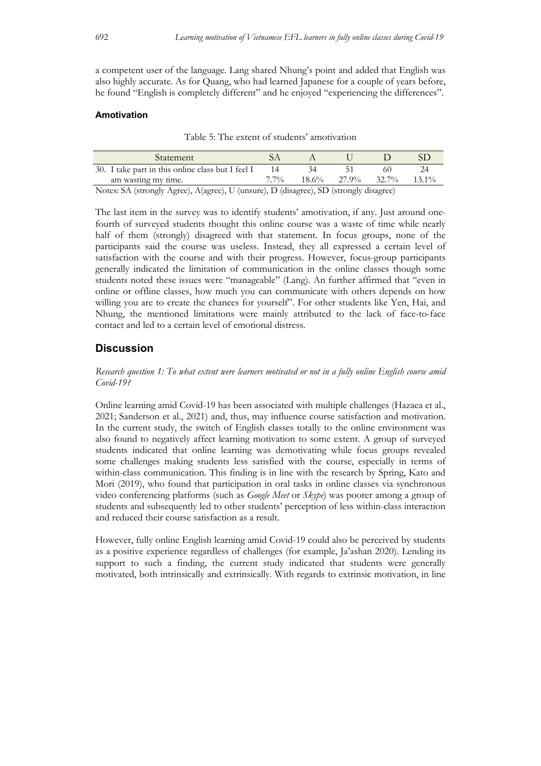a competent user of the language. Lang shared Nhung's point and added that English was also highly accurate. As for Quang, who had learned Japanese for a couple of years before, he found "English is completely different" and he enjoyed "experiencing the differences".

### Amotivation

Table 5: The extent of students' amotivation

| Statement | SA | A | U | D | SD |
|---|---|---|---|---|---|
| 30. I take part in this online class but I feel I am wasting my time. | 14<br>7.7% | 34<br>18.6% | 51<br>27.9% | 60<br>32.7% | 24<br>13.1% |

Notes: SA (strongly Agree), A(agree), U (unsure), D (disagree), SD (strongly disagree)

The last item in the survey was to identify students' amotivation, if any. Just around one-fourth of surveyed students thought this online course was a waste of time while nearly half of them (strongly) disagreed with that statement. In focus groups, none of the participants said the course was useless. Instead, they all expressed a certain level of satisfaction with the course and with their progress. However, focus-group participants generally indicated the limitation of communication in the online classes though some students noted these issues were "manageable" (Lang). An further affirmed that "even in online or offline classes, how much you can communicate with others depends on how willing you are to create the chances for yourself". For other students like Yen, Hai, and Nhung, the mentioned limitations were mainly attributed to the lack of face-to-face contact and led to a certain level of emotional distress.

## Discussion

*Research question 1: To what extent were learners motivated or not in a fully online English course amid Covid-19?*

Online learning amid Covid-19 has been associated with multiple challenges (Hazaea et al., 2021; Sanderson et al., 2021) and, thus, may influence course satisfaction and motivation. In the current study, the switch of English classes totally to the online environment was also found to negatively affect learning motivation to some extent. A group of surveyed students indicated that online learning was demotivating while focus groups revealed some challenges making students less satisfied with the course, especially in terms of within-class communication. This finding is in line with the research by Spring, Kato and Mori (2019), who found that participation in oral tasks in online classes via synchronous video conferencing platforms (such as *Google Meet* or *Skype*) was poorer among a group of students and subsequently led to other students' perception of less within-class interaction and reduced their course satisfaction as a result.

However, fully online English learning amid Covid-19 could also be perceived by students as a positive experience regardless of challenges (for example, Ja'ashan 2020). Lending its support to such a finding, the current study indicated that students were generally motivated, both intrinsically and extrinsically. With regards to extrinsic motivation, in line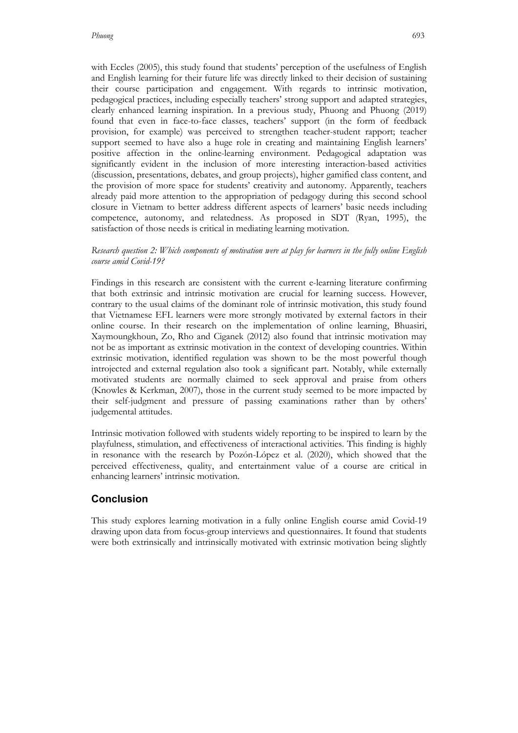with Eccles (2005), this study found that students' perception of the usefulness of English and English learning for their future life was directly linked to their decision of sustaining their course participation and engagement. With regards to intrinsic motivation, pedagogical practices, including especially teachers' strong support and adapted strategies, clearly enhanced learning inspiration. In a previous study, Phuong and Phuong (2019) found that even in face-to-face classes, teachers' support (in the form of feedback provision, for example) was perceived to strengthen teacher-student rapport; teacher support seemed to have also a huge role in creating and maintaining English learners' positive affection in the online-learning environment. Pedagogical adaptation was significantly evident in the inclusion of more interesting interaction-based activities (discussion, presentations, debates, and group projects), higher gamified class content, and the provision of more space for students' creativity and autonomy. Apparently, teachers already paid more attention to the appropriation of pedagogy during this second school closure in Vietnam to better address different aspects of learners' basic needs including competence, autonomy, and relatedness. As proposed in SDT (Ryan, 1995), the satisfaction of those needs is critical in mediating learning motivation.

*Research question 2: Which components of motivation were at play for learners in the fully online English course amid Covid-19?*

Findings in this research are consistent with the current e-learning literature confirming that both extrinsic and intrinsic motivation are crucial for learning success. However, contrary to the usual claims of the dominant role of intrinsic motivation, this study found that Vietnamese EFL learners were more strongly motivated by external factors in their online course. In their research on the implementation of online learning, Bhuasiri, Xaymoungkhoun, Zo, Rho and Ciganek (2012) also found that intrinsic motivation may not be as important as extrinsic motivation in the context of developing countries. Within extrinsic motivation, identified regulation was shown to be the most powerful though introjected and external regulation also took a significant part. Notably, while externally motivated students are normally claimed to seek approval and praise from others (Knowles & Kerkman, 2007), those in the current study seemed to be more impacted by their self-judgment and pressure of passing examinations rather than by others' judgemental attitudes.

Intrinsic motivation followed with students widely reporting to be inspired to learn by the playfulness, stimulation, and effectiveness of interactional activities. This finding is highly in resonance with the research by Pozón-López et al. (2020), which showed that the perceived effectiveness, quality, and entertainment value of a course are critical in enhancing learners' intrinsic motivation.

## Conclusion

This study explores learning motivation in a fully online English course amid Covid-19 drawing upon data from focus-group interviews and questionnaires. It found that students were both extrinsically and intrinsically motivated with extrinsic motivation being slightly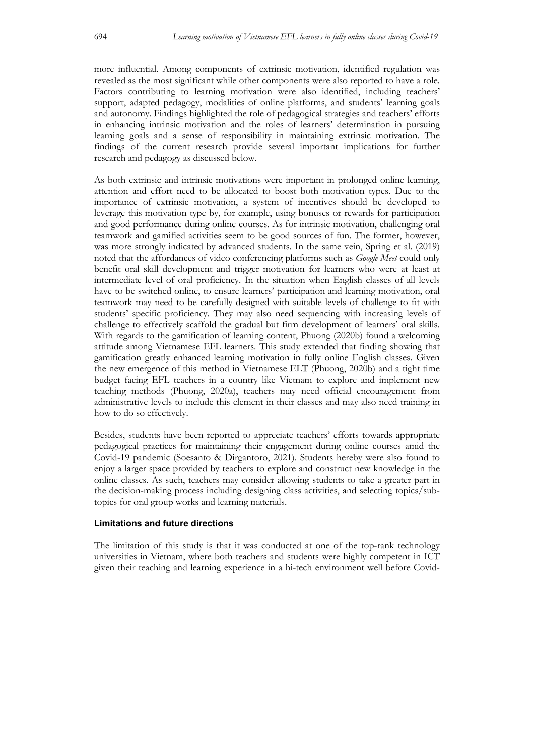more influential. Among components of extrinsic motivation, identified regulation was revealed as the most significant while other components were also reported to have a role. Factors contributing to learning motivation were also identified, including teachers' support, adapted pedagogy, modalities of online platforms, and students' learning goals and autonomy. Findings highlighted the role of pedagogical strategies and teachers' efforts in enhancing intrinsic motivation and the roles of learners' determination in pursuing learning goals and a sense of responsibility in maintaining extrinsic motivation. The findings of the current research provide several important implications for further research and pedagogy as discussed below.

As both extrinsic and intrinsic motivations were important in prolonged online learning, attention and effort need to be allocated to boost both motivation types. Due to the importance of extrinsic motivation, a system of incentives should be developed to leverage this motivation type by, for example, using bonuses or rewards for participation and good performance during online courses. As for intrinsic motivation, challenging oral teamwork and gamified activities seem to be good sources of fun. The former, however, was more strongly indicated by advanced students. In the same vein, Spring et al. (2019) noted that the affordances of video conferencing platforms such as *Google Meet* could only benefit oral skill development and trigger motivation for learners who were at least at intermediate level of oral proficiency. In the situation when English classes of all levels have to be switched online, to ensure learners' participation and learning motivation, oral teamwork may need to be carefully designed with suitable levels of challenge to fit with students' specific proficiency. They may also need sequencing with increasing levels of challenge to effectively scaffold the gradual but firm development of learners' oral skills. With regards to the gamification of learning content, Phuong (2020b) found a welcoming attitude among Vietnamese EFL learners. This study extended that finding showing that gamification greatly enhanced learning motivation in fully online English classes. Given the new emergence of this method in Vietnamese ELT (Phuong, 2020b) and a tight time budget facing EFL teachers in a country like Vietnam to explore and implement new teaching methods (Phuong, 2020a), teachers may need official encouragement from administrative levels to include this element in their classes and may also need training in how to do so effectively.

Besides, students have been reported to appreciate teachers' efforts towards appropriate pedagogical practices for maintaining their engagement during online courses amid the Covid-19 pandemic (Soesanto & Dirgantoro, 2021). Students hereby were also found to enjoy a larger space provided by teachers to explore and construct new knowledge in the online classes. As such, teachers may consider allowing students to take a greater part in the decision-making process including designing class activities, and selecting topics/sub-topics for oral group works and learning materials.

### Limitations and future directions

The limitation of this study is that it was conducted at one of the top-rank technology universities in Vietnam, where both teachers and students were highly competent in ICT given their teaching and learning experience in a hi-tech environment well before Covid-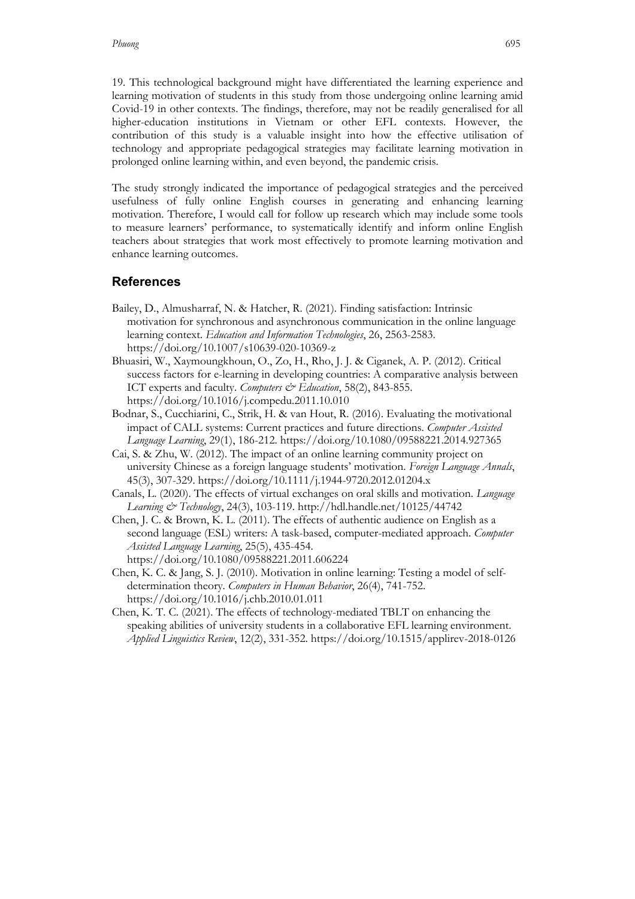19. This technological background might have differentiated the learning experience and learning motivation of students in this study from those undergoing online learning amid Covid-19 in other contexts. The findings, therefore, may not be readily generalised for all higher-education institutions in Vietnam or other EFL contexts. However, the contribution of this study is a valuable insight into how the effective utilisation of technology and appropriate pedagogical strategies may facilitate learning motivation in prolonged online learning within, and even beyond, the pandemic crisis.

The study strongly indicated the importance of pedagogical strategies and the perceived usefulness of fully online English courses in generating and enhancing learning motivation. Therefore, I would call for follow up research which may include some tools to measure learners' performance, to systematically identify and inform online English teachers about strategies that work most effectively to promote learning motivation and enhance learning outcomes.

## References

Bailey, D., Almusharraf, N. & Hatcher, R. (2021). Finding satisfaction: Intrinsic motivation for synchronous and asynchronous communication in the online language learning context. *Education and Information Technologies*, 26, 2563-2583. https://doi.org/10.1007/s10639-020-10369-z

Bhuasiri, W., Xaymoungkhoun, O., Zo, H., Rho, J. J. & Ciganek, A. P. (2012). Critical success factors for e-learning in developing countries: A comparative analysis between ICT experts and faculty. *Computers & Education*, 58(2), 843-855. https://doi.org/10.1016/j.compedu.2011.10.010

Bodnar, S., Cucchiarini, C., Strik, H. & van Hout, R. (2016). Evaluating the motivational impact of CALL systems: Current practices and future directions. *Computer Assisted Language Learning*, 29(1), 186-212. https://doi.org/10.1080/09588221.2014.927365

Cai, S. & Zhu, W. (2012). The impact of an online learning community project on university Chinese as a foreign language students' motivation. *Foreign Language Annals*, 45(3), 307-329. https://doi.org/10.1111/j.1944-9720.2012.01204.x

Canals, L. (2020). The effects of virtual exchanges on oral skills and motivation. *Language Learning & Technology*, 24(3), 103-119. http://hdl.handle.net/10125/44742

Chen, J. C. & Brown, K. L. (2011). The effects of authentic audience on English as a second language (ESL) writers: A task-based, computer-mediated approach. *Computer Assisted Language Learning*, 25(5), 435-454. https://doi.org/10.1080/09588221.2011.606224

Chen, K. C. & Jang, S. J. (2010). Motivation in online learning: Testing a model of self-determination theory. *Computers in Human Behavior*, 26(4), 741-752. https://doi.org/10.1016/j.chb.2010.01.011

Chen, K. T. C. (2021). The effects of technology-mediated TBLT on enhancing the speaking abilities of university students in a collaborative EFL learning environment. *Applied Linguistics Review*, 12(2), 331-352. https://doi.org/10.1515/applirev-2018-0126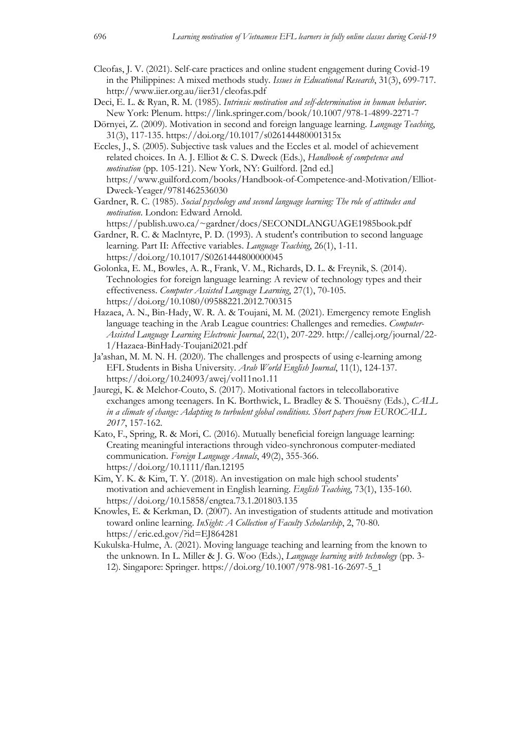Cleofas, J. V. (2021). Self-care practices and online student engagement during Covid-19 in the Philippines: A mixed methods study. *Issues in Educational Research*, 31(3), 699-717. http://www.iier.org.au/iier31/cleofas.pdf

Deci, E. L. & Ryan, R. M. (1985). *Intrinsic motivation and self-determination in human behavior*. New York: Plenum. https://link.springer.com/book/10.1007/978-1-4899-2271-7

Dörnyei, Z. (2009). Motivation in second and foreign language learning. *Language Teaching*, 31(3), 117-135. https://doi.org/10.1017/s026144480001315x

Eccles, J., S. (2005). Subjective task values and the Eccles et al. model of achievement related choices. In A. J. Elliot & C. S. Dweck (Eds.), *Handbook of competence and motivation* (pp. 105-121). New York, NY: Guilford. [2nd ed.] https://www.guilford.com/books/Handbook-of-Competence-and-Motivation/Elliot-Dweck-Yeager/9781462536030

Gardner, R. C. (1985). *Social psychology and second language learning: The role of attitudes and motivation*. London: Edward Arnold. https://publish.uwo.ca/~gardner/docs/SECONDLANGUAGE1985book.pdf

Gardner, R. C. & Maclntyre, P. D. (1993). A student's contribution to second language learning. Part II: Affective variables. *Language Teaching*, 26(1), 1-11. https://doi.org/10.1017/S0261444800000045

Golonka, E. M., Bowles, A. R., Frank, V. M., Richards, D. L. & Freynik, S. (2014). Technologies for foreign language learning: A review of technology types and their effectiveness. *Computer Assisted Language Learning*, 27(1), 70-105. https://doi.org/10.1080/09588221.2012.700315

Hazaea, A. N., Bin-Hady, W. R. A. & Toujani, M. M. (2021). Emergency remote English language teaching in the Arab League countries: Challenges and remedies. *Computer-Assisted Language Learning Electronic Journal*, 22(1), 207-229. http://callej.org/journal/22-1/Hazaea-BinHady-Toujani2021.pdf

Ja'ashan, M. M. N. H. (2020). The challenges and prospects of using e-learning among EFL Students in Bisha University. *Arab World English Journal*, 11(1), 124-137. https://doi.org/10.24093/awej/vol11no1.11

Jauregi, K. & Melchor-Couto, S. (2017). Motivational factors in telecollaborative exchanges among teenagers. In K. Borthwick, L. Bradley & S. Thouësny (Eds.), *CALL in a climate of change: Adapting to turbulent global conditions. Short papers from EUROCALL 2017*, 157-162.

Kato, F., Spring, R. & Mori, C. (2016). Mutually beneficial foreign language learning: Creating meaningful interactions through video-synchronous computer-mediated communication. *Foreign Language Annals*, 49(2), 355-366. https://doi.org/10.1111/flan.12195

Kim, Y. K. & Kim, T. Y. (2018). An investigation on male high school students' motivation and achievement in English learning. *English Teaching*, 73(1), 135-160. https://doi.org/10.15858/engtea.73.1.201803.135

Knowles, E. & Kerkman, D. (2007). An investigation of students attitude and motivation toward online learning. *InSight: A Collection of Faculty Scholarship*, 2, 70-80. https://eric.ed.gov/?id=EJ864281

Kukulska-Hulme, A. (2021). Moving language teaching and learning from the known to the unknown. In L. Miller & J. G. Woo (Eds.), *Language learning with technology* (pp. 3-12). Singapore: Springer. https://doi.org/10.1007/978-981-16-2697-5_1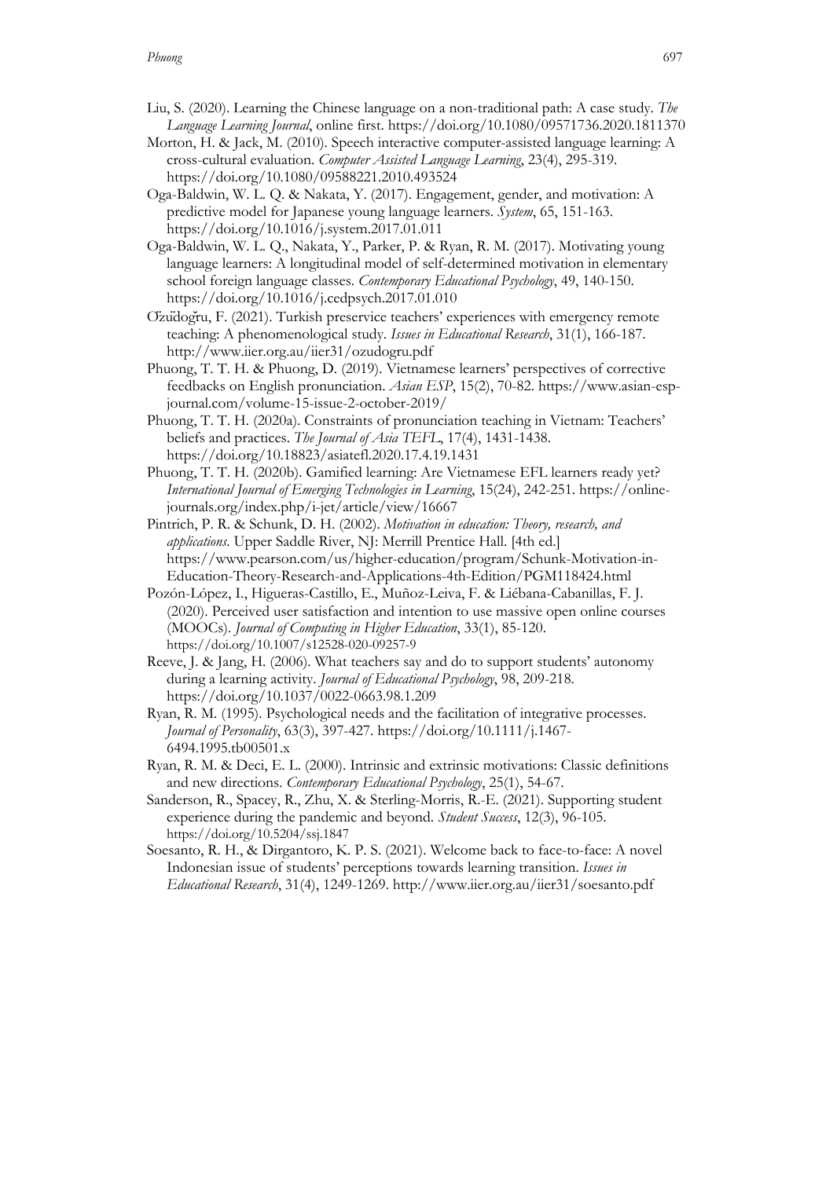Liu, S. (2020). Learning the Chinese language on a non-traditional path: A case study. *The Language Learning Journal*, online first. https://doi.org/10.1080/09571736.2020.1811370

Morton, H. & Jack, M. (2010). Speech interactive computer-assisted language learning: A cross-cultural evaluation. *Computer Assisted Language Learning*, 23(4), 295-319. https://doi.org/10.1080/09588221.2010.493524

Oga-Baldwin, W. L. Q. & Nakata, Y. (2017). Engagement, gender, and motivation: A predictive model for Japanese young language learners. *System*, 65, 151-163. https://doi.org/10.1016/j.system.2017.01.011

Oga-Baldwin, W. L. Q., Nakata, Y., Parker, P. & Ryan, R. M. (2017). Motivating young language learners: A longitudinal model of self-determined motivation in elementary school foreign language classes. *Contemporary Educational Psychology*, 49, 140-150. https://doi.org/10.1016/j.cedpsych.2017.01.010

Ơzửdoğru, F. (2021). Turkish preservice teachers' experiences with emergency remote teaching: A phenomenological study. *Issues in Educational Research*, 31(1), 166-187. http://www.iier.org.au/iier31/ozudogru.pdf

Phuong, T. T. H. & Phuong, D. (2019). Vietnamese learners' perspectives of corrective feedbacks on English pronunciation. *Asian ESP*, 15(2), 70-82. https://www.asian-esp-journal.com/volume-15-issue-2-october-2019/

Phuong, T. T. H. (2020a). Constraints of pronunciation teaching in Vietnam: Teachers' beliefs and practices. *The Journal of Asia TEFL*, 17(4), 1431-1438. https://doi.org/10.18823/asiatefl.2020.17.4.19.1431

Phuong, T. T. H. (2020b). Gamified learning: Are Vietnamese EFL learners ready yet? *International Journal of Emerging Technologies in Learning*, 15(24), 242-251. https://online-journals.org/index.php/i-jet/article/view/16667

Pintrich, P. R. & Schunk, D. H. (2002). *Motivation in education: Theory, research, and applications*. Upper Saddle River, NJ: Merrill Prentice Hall. [4th ed.] https://www.pearson.com/us/higher-education/program/Schunk-Motivation-in-Education-Theory-Research-and-Applications-4th-Edition/PGM118424.html

Pozón-López, I., Higueras-Castillo, E., Muñoz-Leiva, F. & Liébana-Cabanillas, F. J. (2020). Perceived user satisfaction and intention to use massive open online courses (MOOCs). *Journal of Computing in Higher Education*, 33(1), 85-120. https://doi.org/10.1007/s12528-020-09257-9

Reeve, J. & Jang, H. (2006). What teachers say and do to support students' autonomy during a learning activity. *Journal of Educational Psychology*, 98, 209-218. https://doi.org/10.1037/0022-0663.98.1.209

Ryan, R. M. (1995). Psychological needs and the facilitation of integrative processes. *Journal of Personality*, 63(3), 397-427. https://doi.org/10.1111/j.1467-6494.1995.tb00501.x

Ryan, R. M. & Deci, E. L. (2000). Intrinsic and extrinsic motivations: Classic definitions and new directions. *Contemporary Educational Psychology*, 25(1), 54-67.

Sanderson, R., Spacey, R., Zhu, X. & Sterling-Morris, R.-E. (2021). Supporting student experience during the pandemic and beyond. *Student Success*, 12(3), 96-105. https://doi.org/10.5204/ssj.1847

Soesanto, R. H., & Dirgantoro, K. P. S. (2021). Welcome back to face-to-face: A novel Indonesian issue of students' perceptions towards learning transition. *Issues in Educational Research*, 31(4), 1249-1269. http://www.iier.org.au/iier31/soesanto.pdf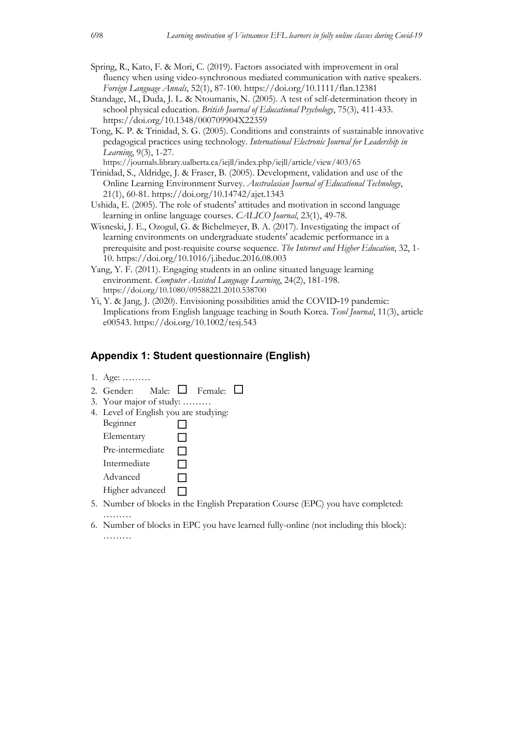Spring, R., Kato, F. & Mori, C. (2019). Factors associated with improvement in oral fluency when using video-synchronous mediated communication with native speakers. *Foreign Language Annals*, 52(1), 87-100. https://doi.org/10.1111/flan.12381

Standage, M., Duda, J. L. & Ntoumanis, N. (2005). A test of self-determination theory in school physical education. *British Journal of Educational Psychology*, 75(3), 411-433. https://doi.org/10.1348/000709904X22359

Tong, K. P. & Trinidad, S. G. (2005). Conditions and constraints of sustainable innovative pedagogical practices using technology. *International Electronic Journal for Leadership in Learning*, 9(3), 1-27. https://journals.library.ualberta.ca/iejll/index.php/iejll/article/view/403/65

Trinidad, S., Aldridge, J. & Fraser, B. (2005). Development, validation and use of the Online Learning Environment Survey. *Australasian Journal of Educational Technology*, 21(1), 60-81. https://doi.org/10.14742/ajet.1343

Ushida, E. (2005). The role of students' attitudes and motivation in second language learning in online language courses. *CALICO Journal*, 23(1), 49-78.

Wisneski, J. E., Ozogul, G. & Bichelmeyer, B. A. (2017). Investigating the impact of learning environments on undergraduate students' academic performance in a prerequisite and post-requisite course sequence. *The Internet and Higher Education*, 32, 1-10. https://doi.org/10.1016/j.iheduc.2016.08.003

Yang, Y. F. (2011). Engaging students in an online situated language learning environment. *Computer Assisted Language Learning*, 24(2), 181-198. https://doi.org/10.1080/09588221.2010.538700

Yi, Y. & Jang, J. (2020). Envisioning possibilities amid the COVID-19 pandemic: Implications from English language teaching in South Korea. *Tesol Journal*, 11(3), article e00543. https://doi.org/10.1002/tesj.543

## Appendix 1: Student questionnaire (English)

1. Age: ………
2. Gender: Male: ☐ Female: ☐
3. Your major of study: ………
4. Level of English you are studying:
   - Beginner ☐
   - Elementary ☐
   - Pre-intermediate ☐
   - Intermediate ☐
   - Advanced ☐
   - Higher advanced ☐
5. Number of blocks in the English Preparation Course (EPC) you have completed: ………
6. Number of blocks in EPC you have learned fully-online (not including this block): ………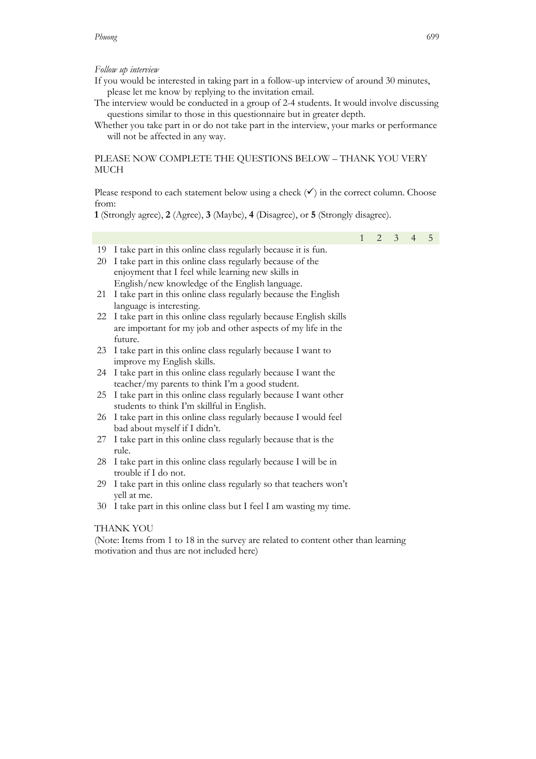*Follow up interview*

If you would be interested in taking part in a follow-up interview of around 30 minutes, please let me know by replying to the invitation email.

The interview would be conducted in a group of 2-4 students. It would involve discussing questions similar to those in this questionnaire but in greater depth.

Whether you take part in or do not take part in the interview, your marks or performance will not be affected in any way.

PLEASE NOW COMPLETE THE QUESTIONS BELOW – THANK YOU VERY MUCH

Please respond to each statement below using a check (✓) in the correct column. Choose from:
**1** (Strongly agree), **2** (Agree), **3** (Maybe), **4** (Disagree), or **5** (Strongly disagree).

| | | 1 | 2 | 3 | 4 | 5 |
|---|---|---|---|---|---|---|
| 19 | I take part in this online class regularly because it is fun. | | | | | |
| 20 | I take part in this online class regularly because of the enjoyment that I feel while learning new skills in English/new knowledge of the English language. | | | | | |
| 21 | I take part in this online class regularly because the English language is interesting. | | | | | |
| 22 | I take part in this online class regularly because English skills are important for my job and other aspects of my life in the future. | | | | | |
| 23 | I take part in this online class regularly because I want to improve my English skills. | | | | | |
| 24 | I take part in this online class regularly because I want the teacher/my parents to think I'm a good student. | | | | | |
| 25 | I take part in this online class regularly because I want other students to think I'm skillful in English. | | | | | |
| 26 | I take part in this online class regularly because I would feel bad about myself if I didn't. | | | | | |
| 27 | I take part in this online class regularly because that is the rule. | | | | | |
| 28 | I take part in this online class regularly because I will be in trouble if I do not. | | | | | |
| 29 | I take part in this online class regularly so that teachers won't yell at me. | | | | | |
| 30 | I take part in this online class but I feel I am wasting my time. | | | | | |

THANK YOU

(Note: Items from 1 to 18 in the survey are related to content other than learning motivation and thus are not included here)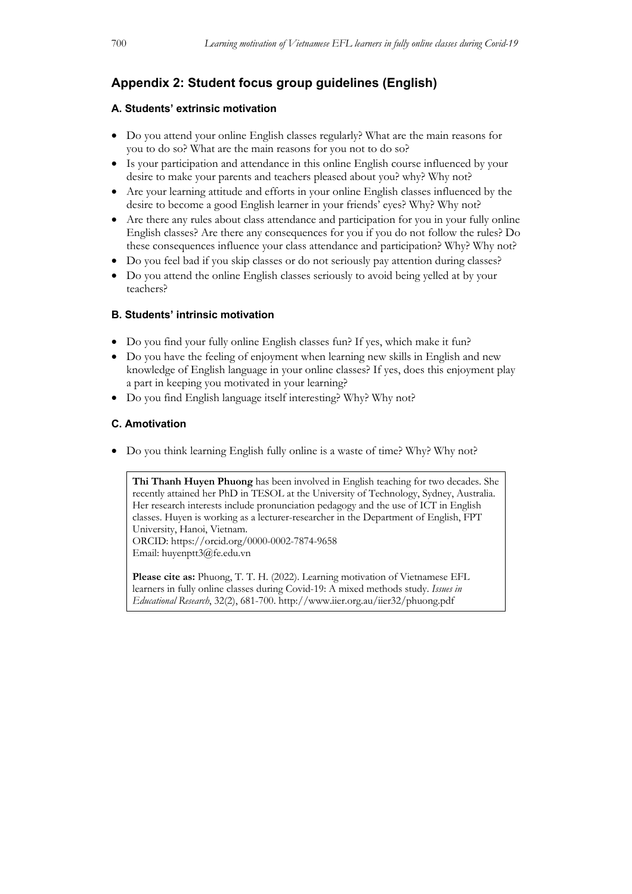## Appendix 2: Student focus group guidelines (English)

### A. Students' extrinsic motivation

- Do you attend your online English classes regularly? What are the main reasons for you to do so? What are the main reasons for you not to do so?
- Is your participation and attendance in this online English course influenced by your desire to make your parents and teachers pleased about you? why? Why not?
- Are your learning attitude and efforts in your online English classes influenced by the desire to become a good English learner in your friends' eyes? Why? Why not?
- Are there any rules about class attendance and participation for you in your fully online English classes? Are there any consequences for you if you do not follow the rules? Do these consequences influence your class attendance and participation? Why? Why not?
- Do you feel bad if you skip classes or do not seriously pay attention during classes?
- Do you attend the online English classes seriously to avoid being yelled at by your teachers?

### B. Students' intrinsic motivation

- Do you find your fully online English classes fun? If yes, which make it fun?
- Do you have the feeling of enjoyment when learning new skills in English and new knowledge of English language in your online classes? If yes, does this enjoyment play a part in keeping you motivated in your learning?
- Do you find English language itself interesting? Why? Why not?

### C. Amotivation

- Do you think learning English fully online is a waste of time? Why? Why not?

**Thi Thanh Huyen Phuong** has been involved in English teaching for two decades. She recently attained her PhD in TESOL at the University of Technology, Sydney, Australia. Her research interests include pronunciation pedagogy and the use of ICT in English classes. Huyen is working as a lecturer-researcher in the Department of English, FPT University, Hanoi, Vietnam.
ORCID: https://orcid.org/0000-0002-7874-9658
Email: huyenptt3@fe.edu.vn

**Please cite as:** Phuong, T. T. H. (2022). Learning motivation of Vietnamese EFL learners in fully online classes during Covid-19: A mixed methods study. *Issues in Educational Research*, 32(2), 681-700. http://www.iier.org.au/iier32/phuong.pdf